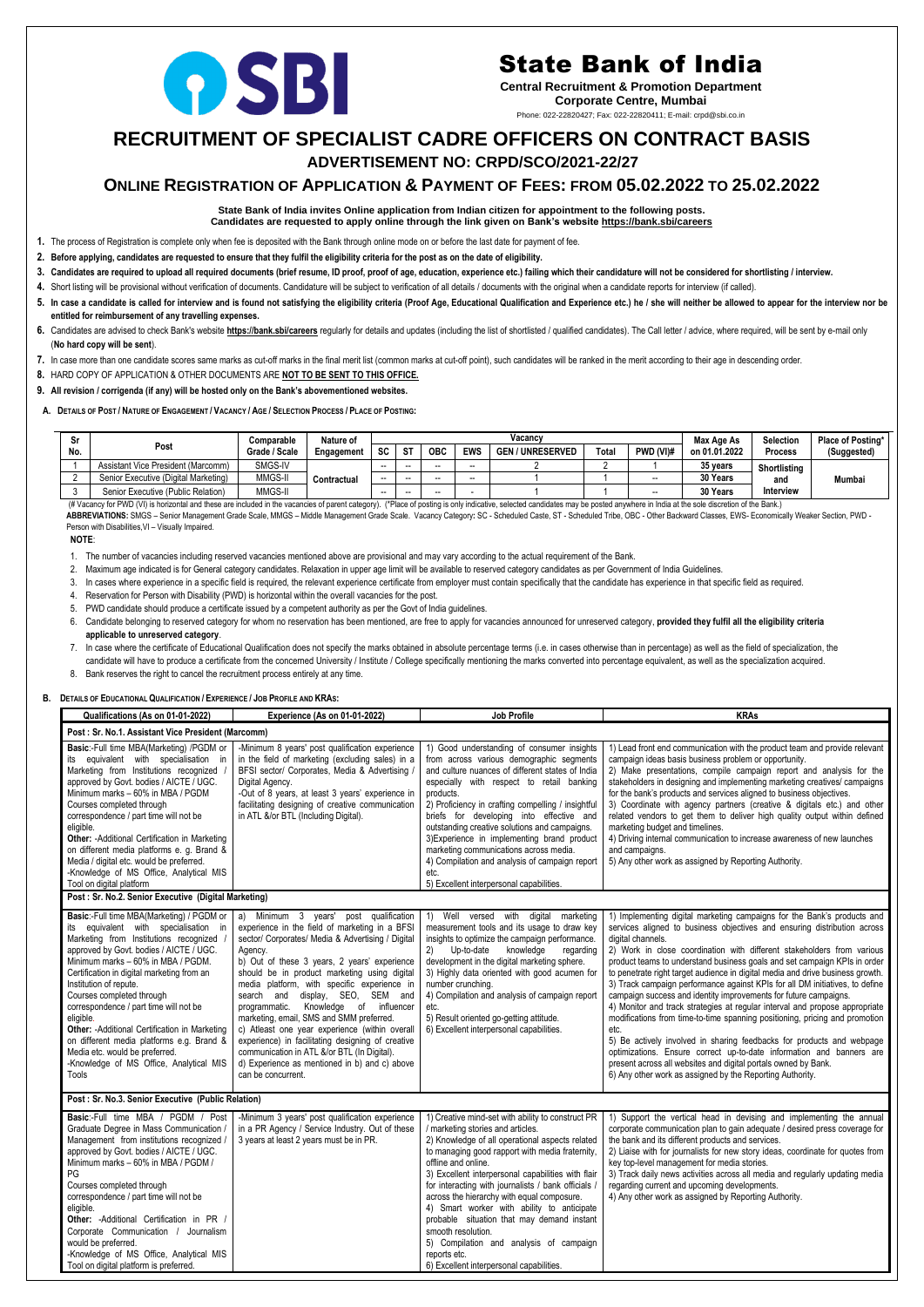# State Bank of India

**Central Recruitment & Promotion Department**
**Corporate Centre, Mumbai**
Phone: 022-22820427; Fax: 022-22820411; E-mail: crpd@sbi.co.in

# RECRUITMENT OF SPECIALIST CADRE OFFICERS ON CONTRACT BASIS

## ADVERTISEMENT NO: CRPD/SCO/2021-22/27

## ONLINE REGISTRATION OF APPLICATION & PAYMENT OF FEES: FROM 05.02.2022 TO 25.02.2022

**State Bank of India invites Online application from Indian citizen for appointment to the following posts.**
**Candidates are requested to apply online through the link given on Bank's website https://bank.sbi/careers**

1. The process of Registration is complete only when fee is deposited with the Bank through online mode on or before the last date for payment of fee.
2. **Before applying, candidates are requested to ensure that they fulfil the eligibility criteria for the post as on the date of eligibility.**
3. **Candidates are required to upload all required documents (brief resume, ID proof, proof of age, education, experience etc.) failing which their candidature will not be considered for shortlisting / interview.**
4. Short listing will be provisional without verification of documents. Candidature will be subject to verification of all details / documents with the original when a candidate reports for interview (if called).
5. **In case a candidate is called for interview and is found not satisfying the eligibility criteria (Proof Age, Educational Qualification and Experience etc.) he / she will neither be allowed to appear for the interview nor be entitled for reimbursement of any travelling expenses.**
6. Candidates are advised to check Bank's website **https://bank.sbi/careers** regularly for details and updates (including the list of shortlisted / qualified candidates). The Call letter / advice, where required, will be sent by e-mail only (**No hard copy will be sent**).
7. In case more than one candidate scores same marks as cut-off marks in the final merit list (common marks at cut-off point), such candidates will be ranked in the merit according to their age in descending order.
8. **HARD COPY OF APPLICATION & OTHER DOCUMENTS ARE NOT TO BE SENT TO THIS OFFICE.**
9. **All revision / corrigenda (if any) will be hosted only on the Bank's abovementioned websites.**

**A. DETAILS OF POST / NATURE OF ENGAGEMENT / VACANCY / AGE / SELECTION PROCESS / PLACE OF POSTING:**

| Sr No. | Post | Comparable Grade / Scale | Nature of Engagement | Vacancy | | | | | | | | Max Age As on 01.01.2022 | Selection Process | Place of Posting* (Suggested) |
|---|---|---|---|---|---|---|---|---|---|---|---|---|---|---|
| | | | | SC | ST | OBC | EWS | GEN / UNRESERVED | Total | PWD (VI)# | | | | |
| 1 | Assistant Vice President (Marcomm) | SMGS-IV | Contractual | -- | -- | -- | -- | 2 | 2 | 1 | | 35 years | Shortlisting and Interview | Mumbai |
| 2 | Senior Executive (Digital Marketing) | MMGS-II | | -- | -- | -- | -- | 1 | 1 | -- | | 30 Years | | |
| 3 | Senior Executive (Public Relation) | MMGS-II | | -- | -- | -- | - | 1 | 1 | -- | | 30 Years | | |

(# Vacancy for PWD (VI) is horizontal and these are included in the vacancies of parent category). (*Place of posting is only indicative, selected candidates may be posted anywhere in India at the sole discretion of the Bank.)
**ABBREVIATIONS:** SMGS – Senior Management Grade Scale, MMGS – Middle Management Grade Scale. Vacancy Category**:** SC - Scheduled Caste, ST - Scheduled Tribe, OBC - Other Backward Classes, EWS- Economically Weaker Section, PWD - Person with Disabilities,VI – Visually Impaired.

**NOTE**:

1. The number of vacancies including reserved vacancies mentioned above are provisional and may vary according to the actual requirement of the Bank.
2. Maximum age indicated is for General category candidates. Relaxation in upper age limit will be available to reserved category candidates as per Government of India Guidelines.
3. In cases where experience in a specific field is required, the relevant experience certificate from employer must contain specifically that the candidate has experience in that specific field as required.
4. Reservation for Person with Disability (PWD) is horizontal within the overall vacancies for the post.
5. PWD candidate should produce a certificate issued by a competent authority as per the Govt of India guidelines.
6. Candidate belonging to reserved category for whom no reservation has been mentioned, are free to apply for vacancies announced for unreserved category, **provided they fulfil all the eligibility criteria applicable to unreserved category**.
7. In case where the certificate of Educational Qualification does not specify the marks obtained in absolute percentage terms (i.e. in cases otherwise than in percentage) as well as the field of specialization, the candidate will have to produce a certificate from the concerned University / Institute / College specifically mentioning the marks converted into percentage equivalent, as well as the specialization acquired.
8. Bank reserves the right to cancel the recruitment process entirely at any time.

**B. DETAILS OF EDUCATIONAL QUALIFICATION / EXPERIENCE / JOB PROFILE AND KRAs:**

| Qualifications (As on 01-01-2022) | Experience (As on 01-01-2022) | Job Profile | KRAs |
|---|---|---|---|
| **Post : Sr. No.1. Assistant Vice President (Marcomm)** | | | |
| **Basic**:-Full time MBA(Marketing) /PGDM or its equivalent with specialisation in Marketing from Institutions recognized / approved by Govt. bodies / AICTE / UGC. Minimum marks – 60% in MBA / PGDM Courses completed through correspondence / part time will not be eligible. **Other:** -Additional Certification in Marketing on different media platforms e. g. Brand & Media / digital etc. would be preferred. -Knowledge of MS Office, Analytical MIS Tool on digital platform | -Minimum 8 years' post qualification experience in the field of marketing (excluding sales) in a BFSI sector/ Corporates, Media & Advertising / Digital Agency. -Out of 8 years, at least 3 years' experience in facilitating designing of creative communication in ATL &/or BTL (Including Digital). | 1) Good understanding of consumer insights from across various demographic segments and culture nuances of different states of India especially with respect to retail banking products. 2) Proficiency in crafting compelling / insightful briefs for developing into effective and outstanding creative solutions and campaigns. 3)Experience in implementing brand product marketing communications across media. 4) Compilation and analysis of campaign report etc. 5) Excellent interpersonal capabilities. | 1) Lead front end communication with the product team and provide relevant campaign ideas basis business problem or opportunity. 2) Make presentations, compile campaign report and analysis for the stakeholders in designing and implementing marketing creatives/ campaigns for the bank's products and services aligned to business objectives. 3) Coordinate with agency partners (creative & digitals etc.) and other related vendors to get them to deliver high quality output within defined marketing budget and timelines. 4) Driving internal communication to increase awareness of new launches and campaigns. 5) Any other work as assigned by Reporting Authority. |
| **Post : Sr. No.2. Senior Executive (Digital Marketing)** | | | |
| **Basic**:-Full time MBA(Marketing) / PGDM or its equivalent with specialisation in Marketing from Institutions recognized / approved by Govt. bodies / AICTE / UGC. Minimum marks – 60% in MBA / PGDM. Certification in digital marketing from an Institution of repute. Courses completed through correspondence / part time will not be eligible. **Other:** -Additional Certification in Marketing on different media platforms e.g. Brand & Media etc. would be preferred. -Knowledge of MS Office, Analytical MIS Tools | a) Minimum 3 years' post qualification experience in the field of marketing in a BFSI sector/ Corporates/ Media & Advertising / Digital Agency. b) Out of these 3 years, 2 years' experience should be in product marketing using digital media platform, with specific experience in search and display, SEO, SEM and programmatic. Knowledge of influencer marketing, email, SMS and SMM preferred. c) Atleast one year experience (within overall experience) in facilitating designing of creative communication in ATL &/or BTL (In Digital). d) Experience as mentioned in b) and c) above can be concurrent. | 1) Well versed with digital marketing measurement tools and its usage to draw key insights to optimize the campaign performance. 2) Up-to-date knowledge regarding development in the digital marketing sphere. 3) Highly data oriented with good acumen for number crunching. 4) Compilation and analysis of campaign report etc. 5) Result oriented go-getting attitude. 6) Excellent interpersonal capabilities. | 1) Implementing digital marketing campaigns for the Bank's products and services aligned to business objectives and ensuring distribution across digital channels. 2) Work in close coordination with different stakeholders from various product teams to understand business goals and set campaign KPIs in order to penetrate right target audience in digital media and drive business growth. 3) Track campaign performance against KPIs for all DM initiatives, to define campaign success and identity improvements for future campaigns. 4) Monitor and track strategies at regular interval and propose appropriate modifications from time-to-time spanning positioning, pricing and promotion etc. 5) Be actively involved in sharing feedbacks for products and webpage optimizations. Ensure correct up-to-date information and banners are present across all websites and digital portals owned by Bank. 6) Any other work as assigned by the Reporting Authority. |
| **Post : Sr. No.3. Senior Executive (Public Relation)** | | | |
| **Basic**:-Full time MBA / PGDM / Post Graduate Degree in Mass Communication / Management from institutions recognized / approved by Govt. bodies / AICTE / UGC. Minimum marks – 60% in MBA / PGDM / PG Courses completed through correspondence / part time will not be eligible. **Other:** -Additional Certification in PR / Corporate Communication / Journalism would be preferred. -Knowledge of MS Office, Analytical MIS Tool on digital platform is preferred. | -Minimum 3 years' post qualification experience in a PR Agency / Service Industry. Out of these 3 years at least 2 years must be in PR. | 1) Creative mind-set with ability to construct PR / marketing stories and articles. 2) Knowledge of all operational aspects related to managing good rapport with media fraternity, offline and online. 3) Excellent interpersonal capabilities with flair for interacting with journalists / bank officials / across the hierarchy with equal composure. 4) Smart worker with ability to anticipate probable situation that may demand instant smooth resolution. 5) Compilation and analysis of campaign reports etc. 6) Excellent interpersonal capabilities. | 1) Support the vertical head in devising and implementing the annual corporate communication plan to gain adequate / desired press coverage for the bank and its different products and services. 2) Liaise with for journalists for new story ideas, coordinate for quotes from key top-level management for media stories. 3) Track daily news activities across all media and regularly updating media regarding current and upcoming developments. 4) Any other work as assigned by Reporting Authority. |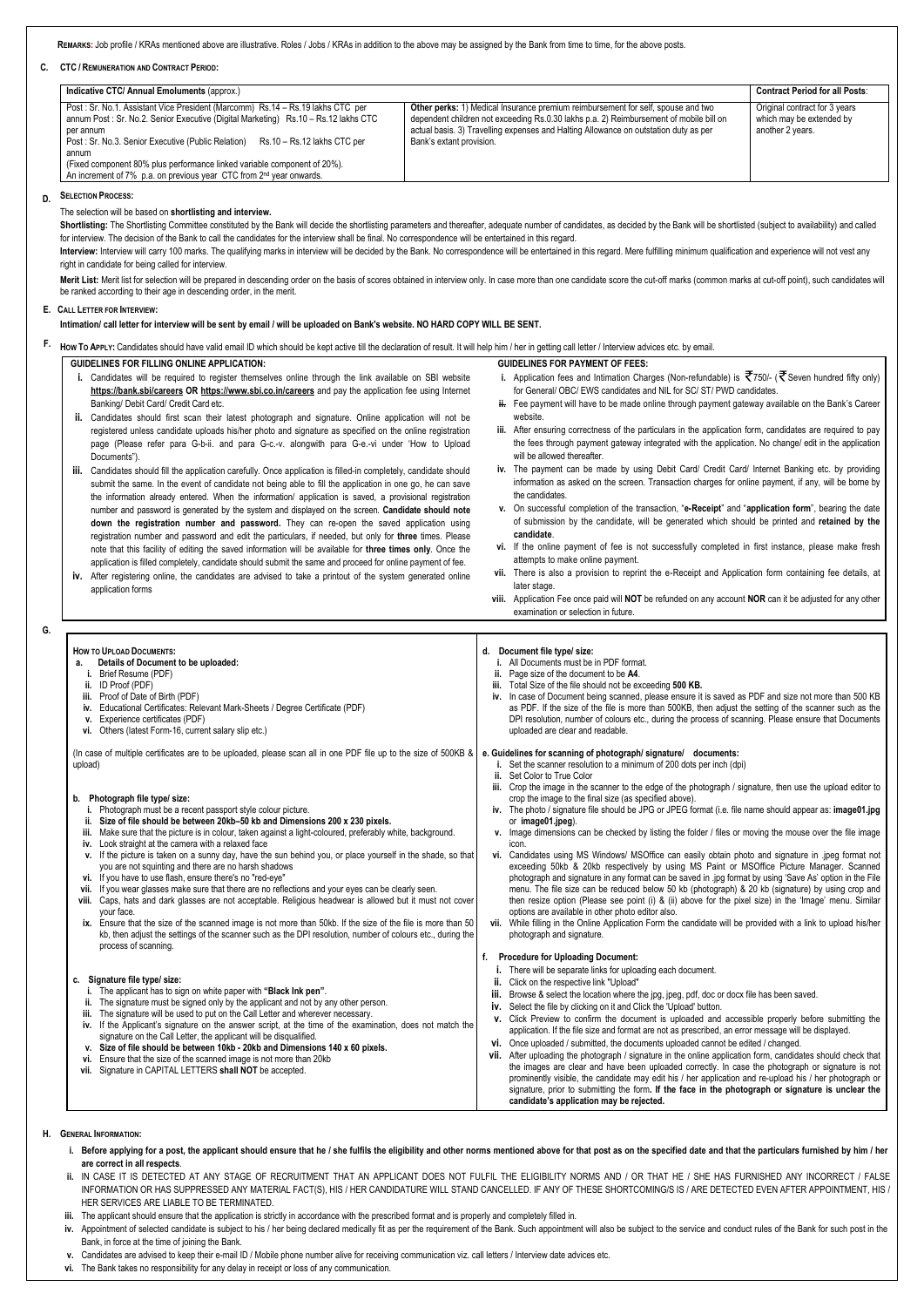**REMARKS**: Job profile / KRAs mentioned above are illustrative. Roles / Jobs / KRAs in addition to the above may be assigned by the Bank from time to time, for the above posts.

## C. CTC / REMUNERATION AND CONTRACT PERIOD:

| Indicative CTC/ Annual Emoluments (approx.) | | Contract Period for all Posts: |
|---|---|---|
| Post : Sr. No.1. Assistant Vice President (Marcomm) Rs.14 – Rs.19 lakhs CTC per annum Post : Sr. No.2. Senior Executive (Digital Marketing) Rs.10 – Rs.12 lakhs CTC per annum<br>Post : Sr. No.3. Senior Executive (Public Relation) Rs.10 – Rs.12 lakhs CTC per annum<br>(Fixed component 80% plus performance linked variable component of 20%).<br>An increment of 7% p.a. on previous year CTC from 2nd year onwards. | **Other perks:** 1) Medical Insurance premium reimbursement for self, spouse and two dependent children not exceeding Rs.0.30 lakhs p.a. 2) Reimbursement of mobile bill on actual basis. 3) Travelling expenses and Halting Allowance on outstation duty as per Bank's extant provision. | Original contract for 3 years which may be extended by another 2 years. |

## D. SELECTION PROCESS:

The selection will be based on **shortlisting and interview.**

**Shortlisting:** The Shortlisting Committee constituted by the Bank will decide the shortlisting parameters and thereafter, adequate number of candidates, as decided by the Bank will be shortlisted (subject to availability) and called for interview. The decision of the Bank to call the candidates for the interview shall be final. No correspondence will be entertained in this regard.

**Interview:** Interview will carry 100 marks. The qualifying marks in interview will be decided by the Bank. No correspondence will be entertained in this regard. Mere fulfilling minimum qualification and experience will not vest any right in candidate for being called for interview.

**Merit List:** Merit list for selection will be prepared in descending order on the basis of scores obtained in interview only. In case more than one candidate score the cut-off marks (common marks at cut-off point), such candidates will be ranked according to their age in descending order, in the merit.

## E. CALL LETTER FOR INTERVIEW:

**Intimation/ call letter for interview will be sent by email / will be uploaded on Bank's website. NO HARD COPY WILL BE SENT.**

## F. HOW TO APPLY:

Candidates should have valid email ID which should be kept active till the declaration of result. It will help him / her in getting call letter / Interview advices etc. by email.

### GUIDELINES FOR FILLING ONLINE APPLICATION:

i. Candidates will be required to register themselves online through the link available on SBI website **https://bank.sbi/careers OR https://www.sbi.co.in/careers** and pay the application fee using Internet Banking/ Debit Card/ Credit Card etc.

ii. Candidates should first scan their latest photograph and signature. Online application will not be registered unless candidate uploads his/her photo and signature as specified on the online registration page (Please refer para G-b-ii. and para G-c.-v. alongwith para G-e.-vi under 'How to Upload Documents").

iii. Candidates should fill the application carefully. Once application is filled-in completely, candidate should submit the same. In the event of candidate not being able to fill the application in one go, he can save the information already entered. When the information/ application is saved, a provisional registration number and password is generated by the system and displayed on the screen. **Candidate should note down the registration number and password.** They can re-open the saved application using registration number and password and edit the particulars, if needed, but only for **three** times. Please note that this facility of editing the saved information will be available for **three times only**. Once the application is filled completely, candidate should submit the same and proceed for online payment of fee.

iv. After registering online, the candidates are advised to take a printout of the system generated online application forms

### GUIDELINES FOR PAYMENT OF FEES:

i. Application fees and Intimation Charges (Non-refundable) is ₹750/- (₹ Seven hundred fifty only) for General/ OBC/ EWS candidates and NIL for SC/ ST/ PWD candidates.

ii. Fee payment will have to be made online through payment gateway available on the Bank's Career website.

iii. After ensuring correctness of the particulars in the application form, candidates are required to pay the fees through payment gateway integrated with the application. No change/ edit in the application will be allowed thereafter.

iv. The payment can be made by using Debit Card/ Credit Card/ Internet Banking etc. by providing information as asked on the screen. Transaction charges for online payment, if any, will be borne by the candidates.

v. On successful completion of the transaction, "**e-Receipt**" and "**application form**", bearing the date of submission by the candidate, will be generated which should be printed and **retained by the candidate**.

vi. If the online payment of fee is not successfully completed in first instance, please make fresh attempts to make online payment.

vii. There is also a provision to reprint the e-Receipt and Application form containing fee details, at later stage.

viii. Application Fee once paid will **NOT** be refunded on any account **NOR** can it be adjusted for any other examination or selection in future.

## G. HOW TO UPLOAD DOCUMENTS:

**a. Details of Document to be uploaded:**

i. Brief Resume (PDF)
ii. ID Proof (PDF)
iii. Proof of Date of Birth (PDF)
iv. Educational Certificates: Relevant Mark-Sheets / Degree Certificate (PDF)
v. Experience certificates (PDF)
vi. Others (latest Form-16, current salary slip etc.)

(In case of multiple certificates are to be uploaded, please scan all in one PDF file up to the size of 500KB & upload)

**b. Photograph file type/ size:**

i. Photograph must be a recent passport style colour picture.
ii. **Size of file should be between 20kb–50 kb and Dimensions 200 x 230 pixels.**
iii. Make sure that the picture is in colour, taken against a light-coloured, preferably white, background.
iv. Look straight at the camera with a relaxed face
v. If the picture is taken on a sunny day, have the sun behind you, or place yourself in the shade, so that you are not squinting and there are no harsh shadows
vi. If you have to use flash, ensure there's no "red-eye"
vii. If you wear glasses make sure that there are no reflections and your eyes can be clearly seen.
viii. Caps, hats and dark glasses are not acceptable. Religious headwear is allowed but it must not cover your face.
ix. Ensure that the size of the scanned image is not more than 50kb. If the size of the file is more than 50 kb, then adjust the settings of the scanner such as the DPI resolution, number of colours etc., during the process of scanning.

**c. Signature file type/ size:**

i. The applicant has to sign on white paper with **"Black Ink pen"**.
ii. The signature must be signed only by the applicant and not by any other person.
iii. The signature will be used to put on the Call Letter and wherever necessary.
iv. If the Applicant's signature on the answer script, at the time of the examination, does not match the signature on the Call Letter, the applicant will be disqualified.
v. **Size of file should be between 10kb - 20kb and Dimensions 140 x 60 pixels.**
vi. Ensure that the size of the scanned image is not more than 20kb
vii. Signature in CAPITAL LETTERS **shall NOT** be accepted.

**d. Document file type/ size:**

i. All Documents must be in PDF format.
ii. Page size of the document to be **A4**.
iii. Total Size of the file should not be exceeding **500 KB.**
iv. In case of Document being scanned, please ensure it is saved as PDF and size not more than 500 KB as PDF. If the size of the file is more than 500KB, then adjust the setting of the scanner such as the DPI resolution, the number of colours etc., during the process of scanning. Please ensure that Documents uploaded are clear and readable.

**e. Guidelines for scanning of photograph/ signature/ documents:**

i. Set the scanner resolution to a minimum of 200 dots per inch (dpi)
ii. Set Color to True Color
iii. Crop the image in the scanner to the edge of the photograph / signature, then use the upload editor to crop the image to the final size (as specified above).
iv. The photo / signature file should be JPG or JPEG format (i.e. file name should appear as: **image01.jpg** or **image01.jpeg**).
v. Image dimensions can be checked by listing the folder / files or moving the mouse over the file image icon.
vi. Candidates using MS Windows/ MSOffice can easily obtain photo and signature in .jpeg format not exceeding 50kb & 20kb respectively by using MS Paint or MSOffice Picture Manager. Scanned photograph and signature in any format can be saved in .jpg format by using 'Save As' option in the File menu. The file size can be reduced below 50 kb (photograph) & 20 kb (signature) by using crop and then resize option (Please see point (i) & (ii) above for the pixel size) in the 'Image' menu. Similar options are available in other photo editor also.
vii. While filling in the Online Application Form the candidate will be provided with a link to upload his/her photograph and signature.

**f. Procedure for Uploading Document:**

i. There will be separate links for uploading each document.
ii. Click on the respective link "Upload"
iii. Browse & select the location where the jpg, jpeg, pdf, doc or docx file has been saved.
iv. Select the file by clicking on it and Click the 'Upload' button.
v. Click Preview to confirm the document is uploaded and accessible properly before submitting the application. If the file size and format are not as prescribed, an error message will be displayed.
vi. Once uploaded / submitted, the documents uploaded cannot be edited / changed.
vii. After uploading the photograph / signature in the online application form, candidates should check that the images are clear and have been uploaded correctly. In case the photograph or signature is not prominently visible, the candidate may edit his / her application and re-upload his / her photograph or signature, prior to submitting the form. **If the face in the photograph or signature is unclear the candidate's application may be rejected.**

## H. GENERAL INFORMATION:

i. **Before applying for a post, the applicant should ensure that he / she fulfils the eligibility and other norms mentioned above for that post as on the specified date and that the particulars furnished by him / her are correct in all respects**.

ii. IN CASE IT IS DETECTED AT ANY STAGE OF RECRUITMENT THAT AN APPLICANT DOES NOT FULFIL THE ELIGIBILITY NORMS AND / OR THAT HE / SHE HAS FURNISHED ANY INCORRECT / FALSE INFORMATION OR HAS SUPPRESSED ANY MATERIAL FACT(S), HIS / HER CANDIDATURE WILL STAND CANCELLED. IF ANY OF THESE SHORTCOMING/S IS / ARE DETECTED EVEN AFTER APPOINTMENT, HIS / HER SERVICES ARE LIABLE TO BE TERMINATED.

iii. The applicant should ensure that the application is strictly in accordance with the prescribed format and is properly and completely filled in.

iv. Appointment of selected candidate is subject to his / her being declared medically fit as per the requirement of the Bank. Such appointment will also be subject to the service and conduct rules of the Bank for such post in the Bank, in force at the time of joining the Bank.

v. Candidates are advised to keep their e-mail ID / Mobile phone number alive for receiving communication viz. call letters / Interview date advices etc.

vi. The Bank takes no responsibility for any delay in receipt or loss of any communication.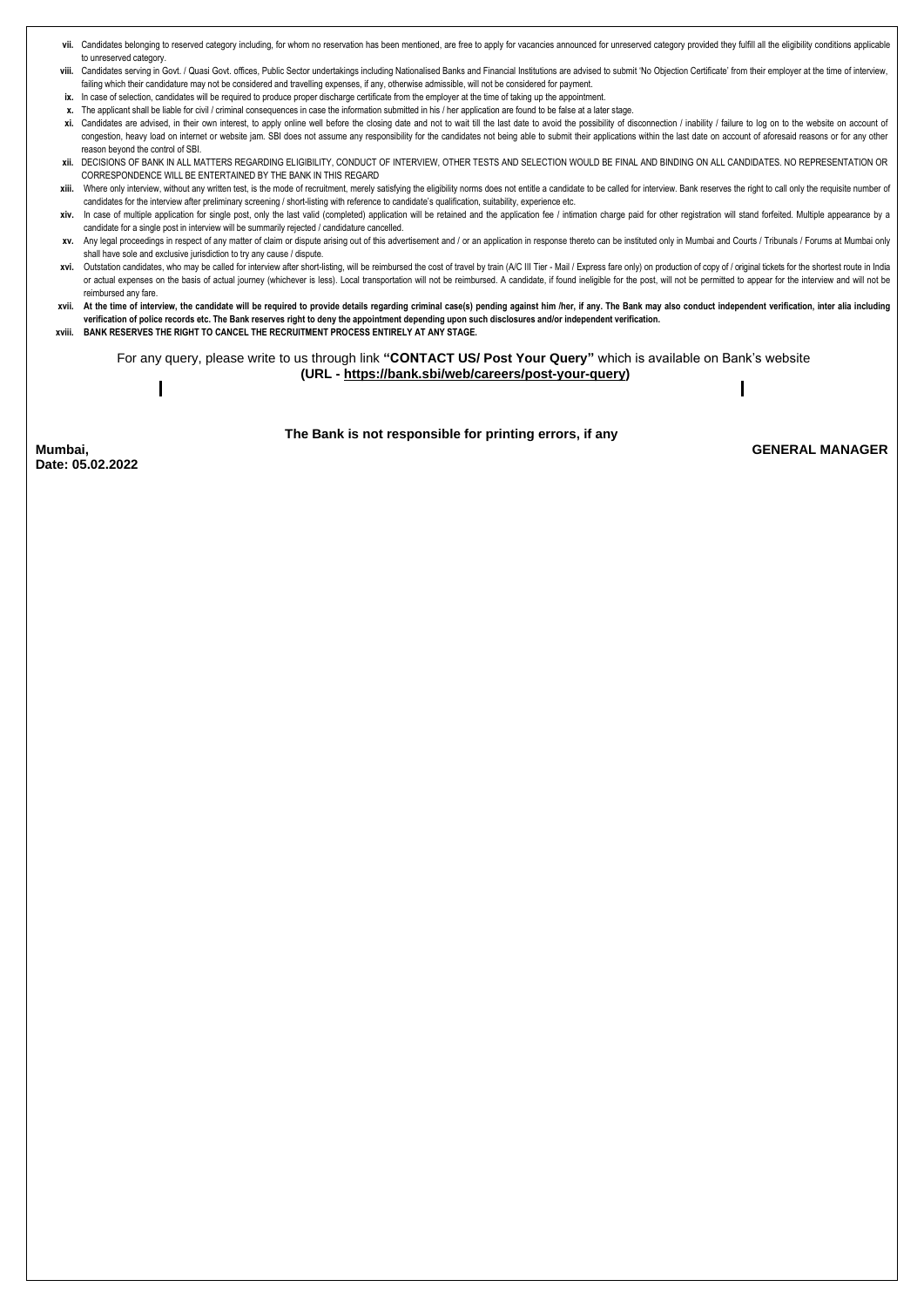- **vii.** Candidates belonging to reserved category including, for whom no reservation has been mentioned, are free to apply for vacancies announced for unreserved category provided they fulfill all the eligibility conditions applicable to unreserved category.
- **viii.** Candidates serving in Govt. / Quasi Govt. offices, Public Sector undertakings including Nationalised Banks and Financial Institutions are advised to submit 'No Objection Certificate' from their employer at the time of interview, failing which their candidature may not be considered and travelling expenses, if any, otherwise admissible, will not be considered for payment.
- **ix.** In case of selection, candidates will be required to produce proper discharge certificate from the employer at the time of taking up the appointment.
- **x.** The applicant shall be liable for civil / criminal consequences in case the information submitted in his / her application are found to be false at a later stage.
- **xi.** Candidates are advised, in their own interest, to apply online well before the closing date and not to wait till the last date to avoid the possibility of disconnection / inability / failure to log on to the website on account of congestion, heavy load on internet or website jam. SBI does not assume any responsibility for the candidates not being able to submit their applications within the last date on account of aforesaid reasons or for any other reason beyond the control of SBI.
- **xii.** DECISIONS OF BANK IN ALL MATTERS REGARDING ELIGIBILITY, CONDUCT OF INTERVIEW, OTHER TESTS AND SELECTION WOULD BE FINAL AND BINDING ON ALL CANDIDATES. NO REPRESENTATION OR CORRESPONDENCE WILL BE ENTERTAINED BY THE BANK IN THIS REGARD
- **xiii.** Where only interview, without any written test, is the mode of recruitment, merely satisfying the eligibility norms does not entitle a candidate to be called for interview. Bank reserves the right to call only the requisite number of candidates for the interview after preliminary screening / short-listing with reference to candidate's qualification, suitability, experience etc.
- **xiv.** In case of multiple application for single post, only the last valid (completed) application will be retained and the application fee / intimation charge paid for other registration will stand forfeited. Multiple appearance by a candidate for a single post in interview will be summarily rejected / candidature cancelled.
- **xv.** Any legal proceedings in respect of any matter of claim or dispute arising out of this advertisement and / or an application in response thereto can be instituted only in Mumbai and Courts / Tribunals / Forums at Mumbai only shall have sole and exclusive jurisdiction to try any cause / dispute.
- **xvi.** Outstation candidates, who may be called for interview after short-listing, will be reimbursed the cost of travel by train (A/C III Tier - Mail / Express fare only) on production of copy of / original tickets for the shortest route in India or actual expenses on the basis of actual journey (whichever is less). Local transportation will not be reimbursed. A candidate, if found ineligible for the post, will not be permitted to appear for the interview and will not be reimbursed any fare.
- **xvii. At the time of interview, the candidate will be required to provide details regarding criminal case(s) pending against him /her, if any. The Bank may also conduct independent verification, inter alia including verification of police records etc. The Bank reserves right to deny the appointment depending upon such disclosures and/or independent verification.**
- **xviii. BANK RESERVES THE RIGHT TO CANCEL THE RECRUITMENT PROCESS ENTIRELY AT ANY STAGE.**

For any query, please write to us through link **"CONTACT US/ Post Your Query"** which is available on Bank's website **(URL - https://bank.sbi/web/careers/post-your-query)**

**The Bank is not responsible for printing errors, if any**

**Mumbai,**
**Date: 05.02.2022**

**GENERAL MANAGER**